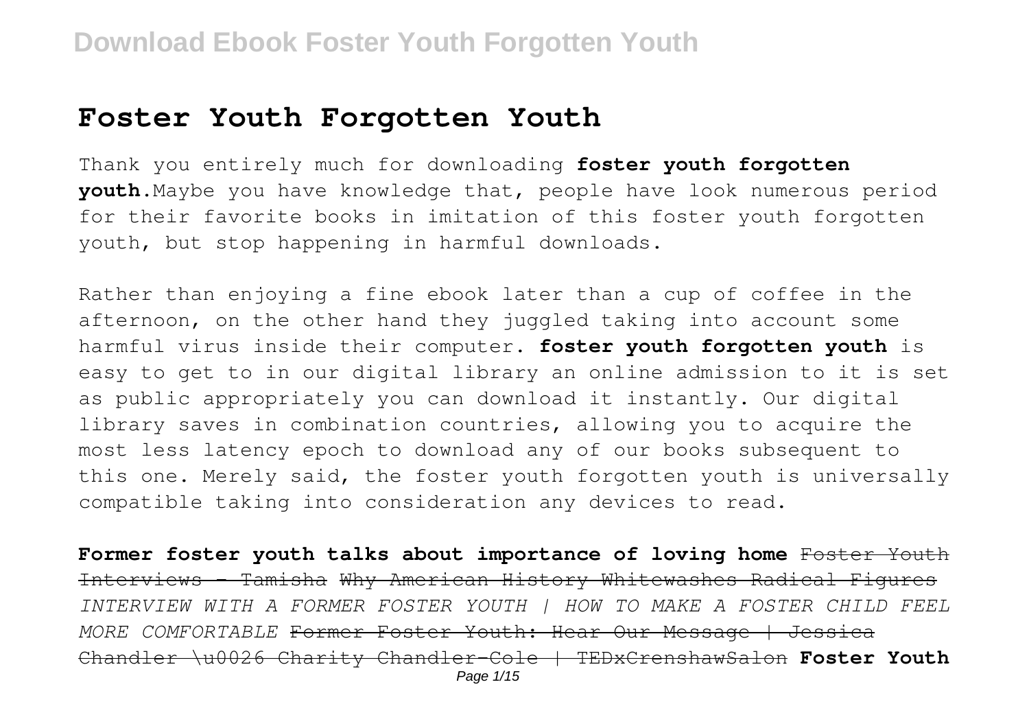# Foster Youth Forgotten Youth

Thank you entirely much for downloading **foster youth forgotten youth**.Maybe you have knowledge that, people have look numerous period for their favorite books in imitation of this foster youth forgotten youth, but stop happening in harmful downloads.

Rather than enjoying a fine ebook later than a cup of coffee in the afternoon, on the other hand they juggled taking into account some harmful virus inside their computer. **foster youth forgotten youth** is easy to get to in our digital library an online admission to it is set as public appropriately you can download it instantly. Our digital library saves in combination countries, allowing you to acquire the most less latency epoch to download any of our books subsequent to this one. Merely said, the foster youth forgotten youth is universally compatible taking into consideration any devices to read.

**Former foster youth talks about importance of loving home** ~~Foster Youth Interviews - Tamisha~~ ~~Why American History Whitewashes Radical Figures~~ *INTERVIEW WITH A FORMER FOSTER YOUTH | HOW TO MAKE A FOSTER CHILD FEEL MORE COMFORTABLE* ~~Former Foster Youth: Hear Our Message | Jessica Chandler \u0026 Charity Chandler-Cole | TEDxCrenshawSalon~~ **Foster Youth**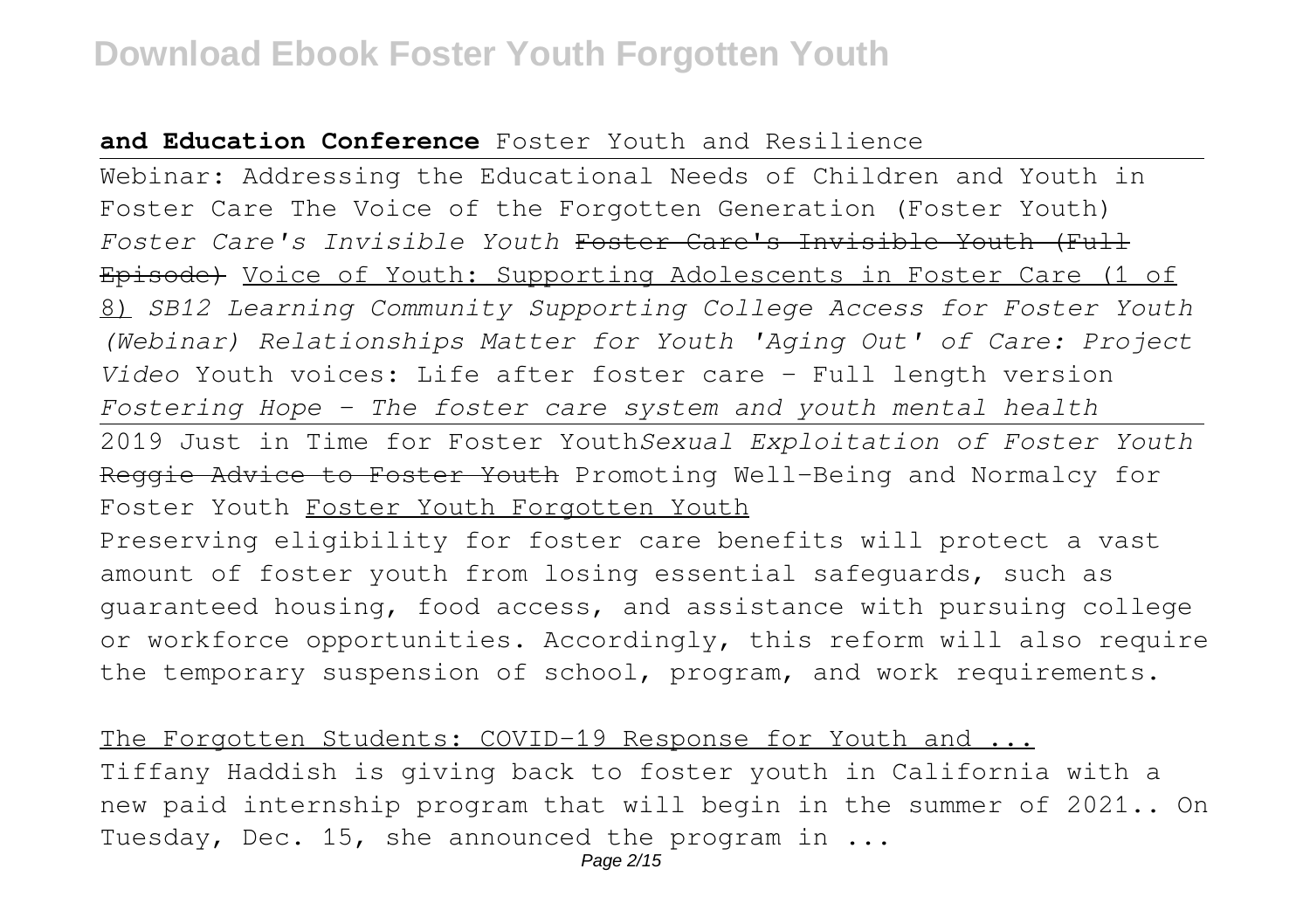**and Education Conference** Foster Youth and Resilience

Webinar: Addressing the Educational Needs of Children and Youth in Foster Care The Voice of the Forgotten Generation (Foster Youth) *Foster Care's Invisible Youth* ~~Foster Care's Invisible Youth (Full Episode)~~ Voice of Youth: Supporting Adolescents in Foster Care (1 of 8) *SB12 Learning Community Supporting College Access for Foster Youth (Webinar) Relationships Matter for Youth 'Aging Out' of Care: Project Video* Youth voices: Life after foster care - Full length version *Fostering Hope - The foster care system and youth mental health*

2019 Just in Time for Foster Youth*Sexual Exploitation of Foster Youth* ~~Reggie Advice to Foster Youth~~ Promoting Well-Being and Normalcy for Foster Youth Foster Youth Forgotten Youth

Preserving eligibility for foster care benefits will protect a vast amount of foster youth from losing essential safeguards, such as guaranteed housing, food access, and assistance with pursuing college or workforce opportunities. Accordingly, this reform will also require the temporary suspension of school, program, and work requirements.

The Forgotten Students: COVID-19 Response for Youth and ...

Tiffany Haddish is giving back to foster youth in California with a new paid internship program that will begin in the summer of 2021.. On Tuesday, Dec. 15, she announced the program in ...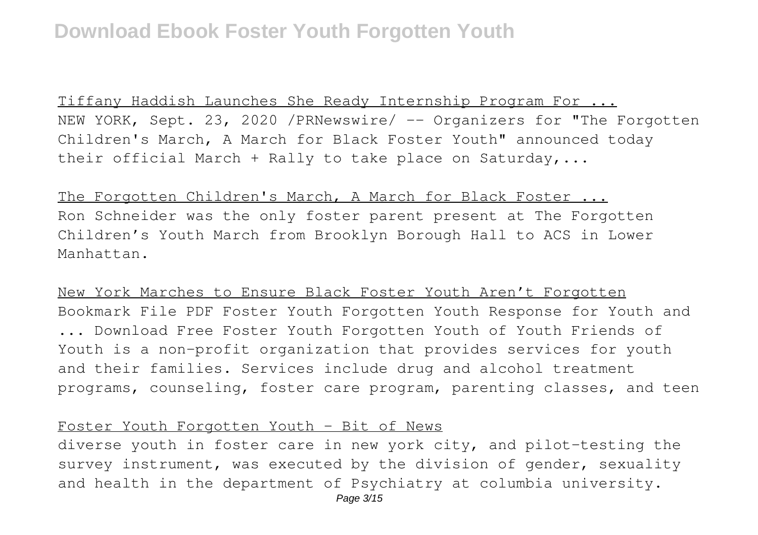Tiffany Haddish Launches She Ready Internship Program For ...

NEW YORK, Sept. 23, 2020 /PRNewswire/ -- Organizers for "The Forgotten Children's March, A March for Black Foster Youth" announced today their official March + Rally to take place on Saturday,...

The Forgotten Children's March, A March for Black Foster ...

Ron Schneider was the only foster parent present at The Forgotten Children's Youth March from Brooklyn Borough Hall to ACS in Lower Manhattan.

New York Marches to Ensure Black Foster Youth Aren't Forgotten

Bookmark File PDF Foster Youth Forgotten Youth Response for Youth and ... Download Free Foster Youth Forgotten Youth of Youth Friends of Youth is a non-profit organization that provides services for youth and their families. Services include drug and alcohol treatment programs, counseling, foster care program, parenting classes, and teen

Foster Youth Forgotten Youth - Bit of News

diverse youth in foster care in new york city, and pilot-testing the survey instrument, was executed by the division of gender, sexuality and health in the department of Psychiatry at columbia university.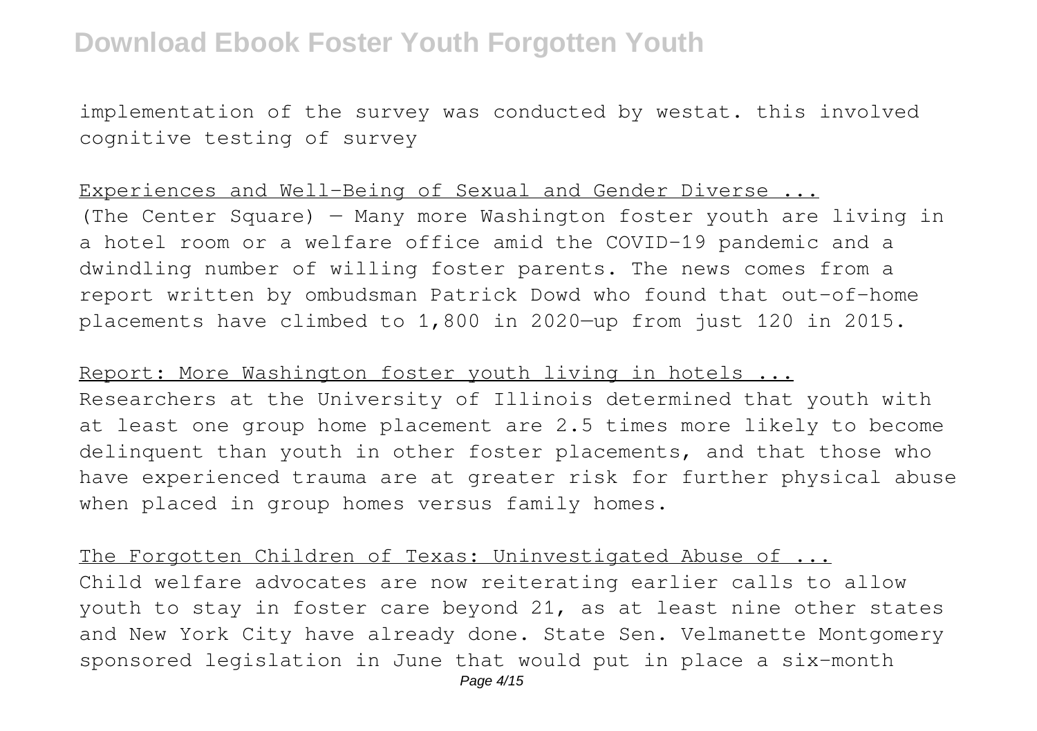implementation of the survey was conducted by westat. this involved cognitive testing of survey

Experiences and Well-Being of Sexual and Gender Diverse ...

(The Center Square) — Many more Washington foster youth are living in a hotel room or a welfare office amid the COVID-19 pandemic and a dwindling number of willing foster parents. The news comes from a report written by ombudsman Patrick Dowd who found that out-of-home placements have climbed to 1,800 in 2020—up from just 120 in 2015.

Report: More Washington foster youth living in hotels ...

Researchers at the University of Illinois determined that youth with at least one group home placement are 2.5 times more likely to become delinquent than youth in other foster placements, and that those who have experienced trauma are at greater risk for further physical abuse when placed in group homes versus family homes.

The Forgotten Children of Texas: Uninvestigated Abuse of ...

Child welfare advocates are now reiterating earlier calls to allow youth to stay in foster care beyond 21, as at least nine other states and New York City have already done. State Sen. Velmanette Montgomery sponsored legislation in June that would put in place a six-month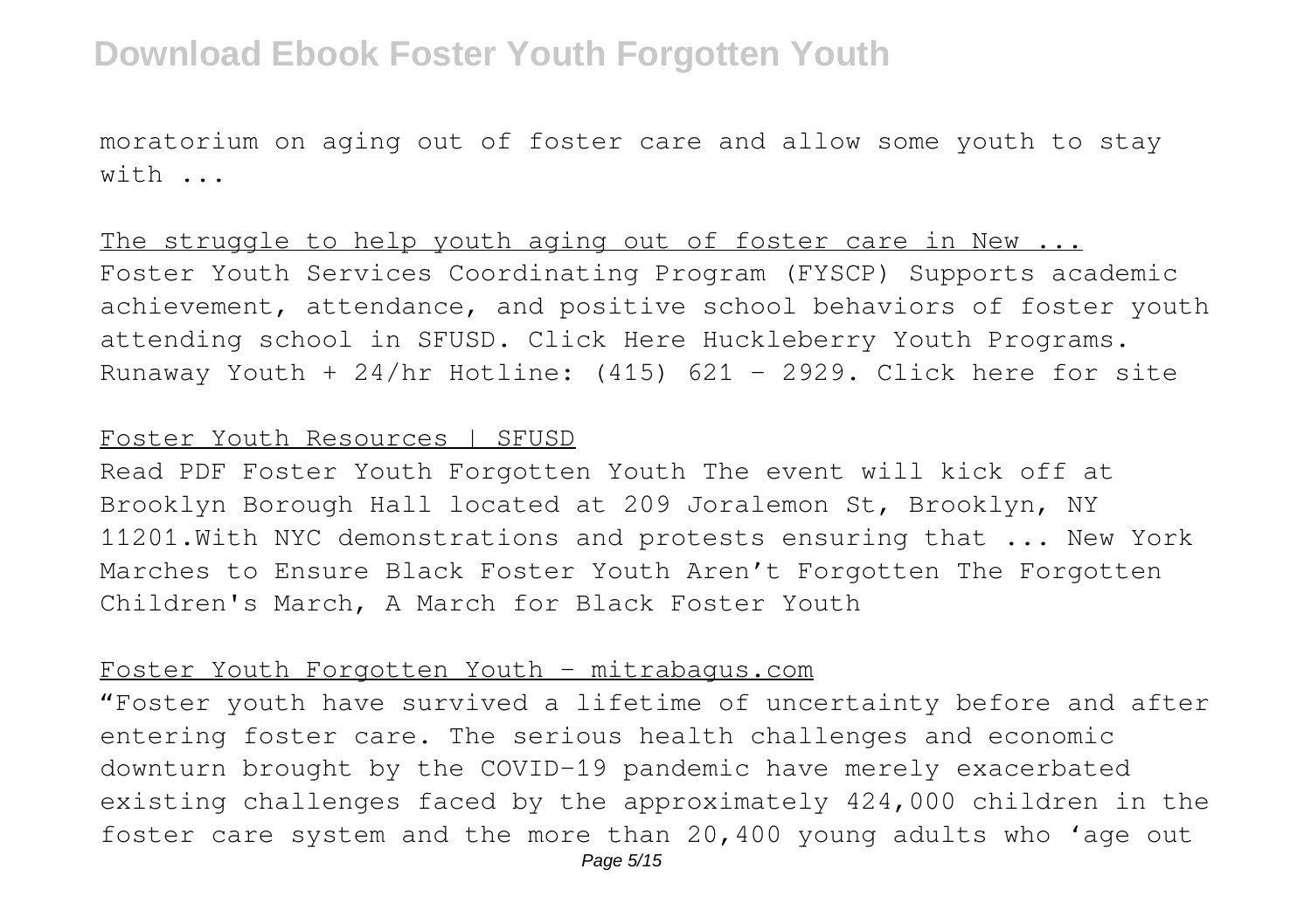moratorium on aging out of foster care and allow some youth to stay with ...

The struggle to help youth aging out of foster care in New ...

Foster Youth Services Coordinating Program (FYSCP) Supports academic achievement, attendance, and positive school behaviors of foster youth attending school in SFUSD. Click Here Huckleberry Youth Programs. Runaway Youth + 24/hr Hotline: (415) 621 - 2929. Click here for site

Foster Youth Resources | SFUSD

Read PDF Foster Youth Forgotten Youth The event will kick off at Brooklyn Borough Hall located at 209 Joralemon St, Brooklyn, NY 11201.With NYC demonstrations and protests ensuring that ... New York Marches to Ensure Black Foster Youth Aren't Forgotten The Forgotten Children's March, A March for Black Foster Youth

Foster Youth Forgotten Youth - mitrabagus.com

"Foster youth have survived a lifetime of uncertainty before and after entering foster care. The serious health challenges and economic downturn brought by the COVID-19 pandemic have merely exacerbated existing challenges faced by the approximately 424,000 children in the foster care system and the more than 20,400 young adults who 'age out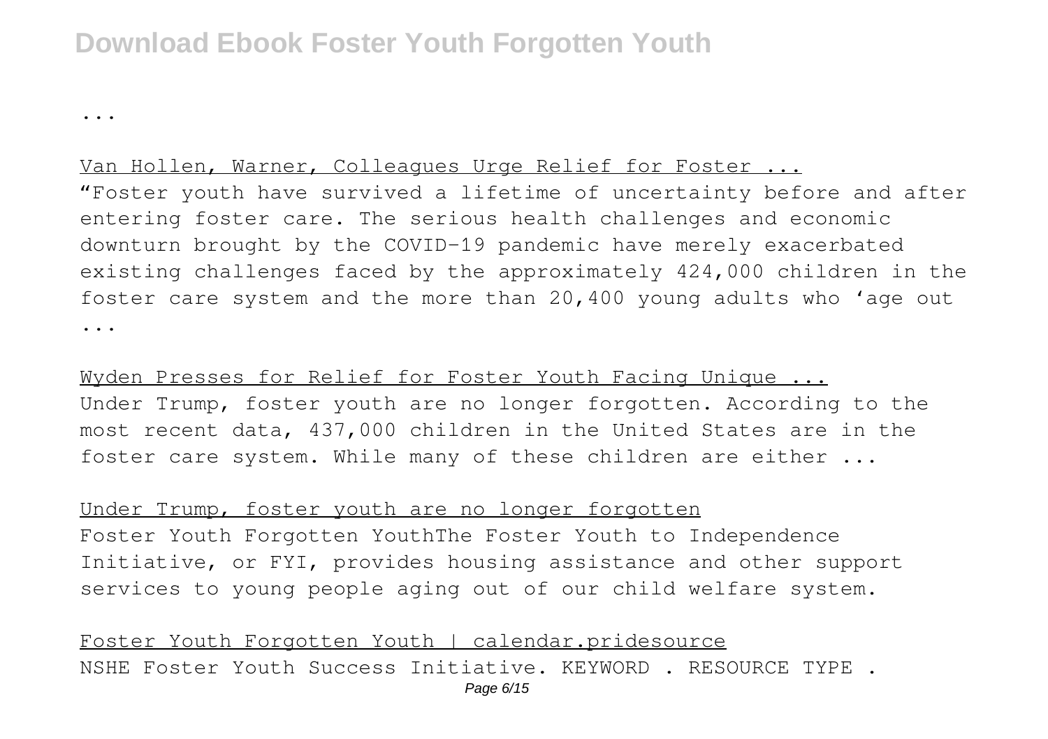...

Van Hollen, Warner, Colleagues Urge Relief for Foster ...

"Foster youth have survived a lifetime of uncertainty before and after entering foster care. The serious health challenges and economic downturn brought by the COVID-19 pandemic have merely exacerbated existing challenges faced by the approximately 424,000 children in the foster care system and the more than 20,400 young adults who 'age out ...

Wyden Presses for Relief for Foster Youth Facing Unique ...

Under Trump, foster youth are no longer forgotten. According to the most recent data, 437,000 children in the United States are in the foster care system. While many of these children are either ...

Under Trump, foster youth are no longer forgotten

Foster Youth Forgotten YouthThe Foster Youth to Independence Initiative, or FYI, provides housing assistance and other support services to young people aging out of our child welfare system.

Foster Youth Forgotten Youth | calendar.pridesource

NSHE Foster Youth Success Initiative. KEYWORD . RESOURCE TYPE .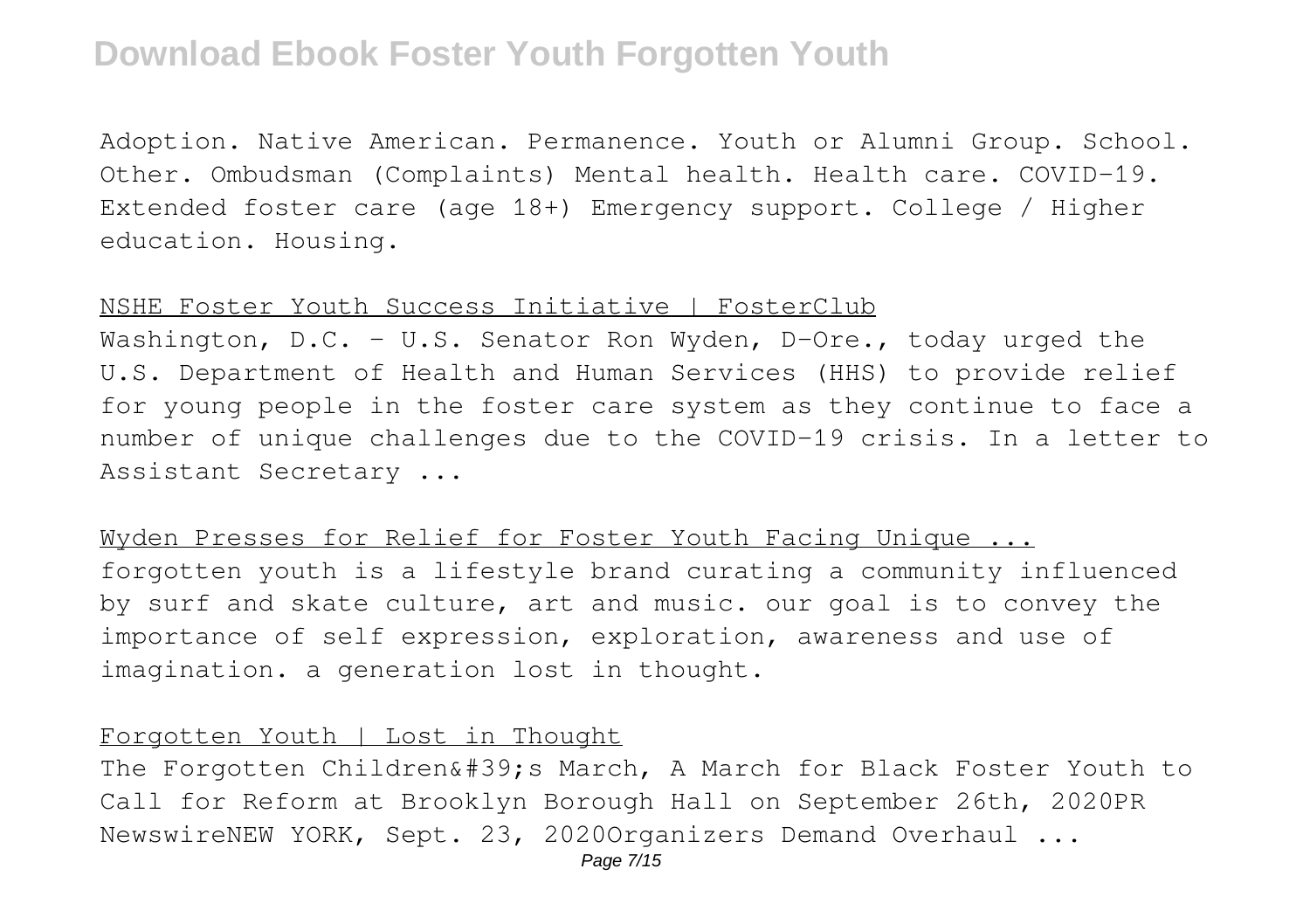Adoption. Native American. Permanence. Youth or Alumni Group. School. Other. Ombudsman (Complaints) Mental health. Health care. COVID-19. Extended foster care (age 18+) Emergency support. College / Higher education. Housing.

NSHE Foster Youth Success Initiative | FosterClub

Washington, D.C. – U.S. Senator Ron Wyden, D-Ore., today urged the U.S. Department of Health and Human Services (HHS) to provide relief for young people in the foster care system as they continue to face a number of unique challenges due to the COVID-19 crisis. In a letter to Assistant Secretary ...

Wyden Presses for Relief for Foster Youth Facing Unique ...

forgotten youth is a lifestyle brand curating a community influenced by surf and skate culture, art and music. our goal is to convey the importance of self expression, exploration, awareness and use of imagination. a generation lost in thought.

Forgotten Youth | Lost in Thought

The Forgotten Children&#39;s March, A March for Black Foster Youth to Call for Reform at Brooklyn Borough Hall on September 26th, 2020PR NewswireNEW YORK, Sept. 23, 2020Organizers Demand Overhaul ...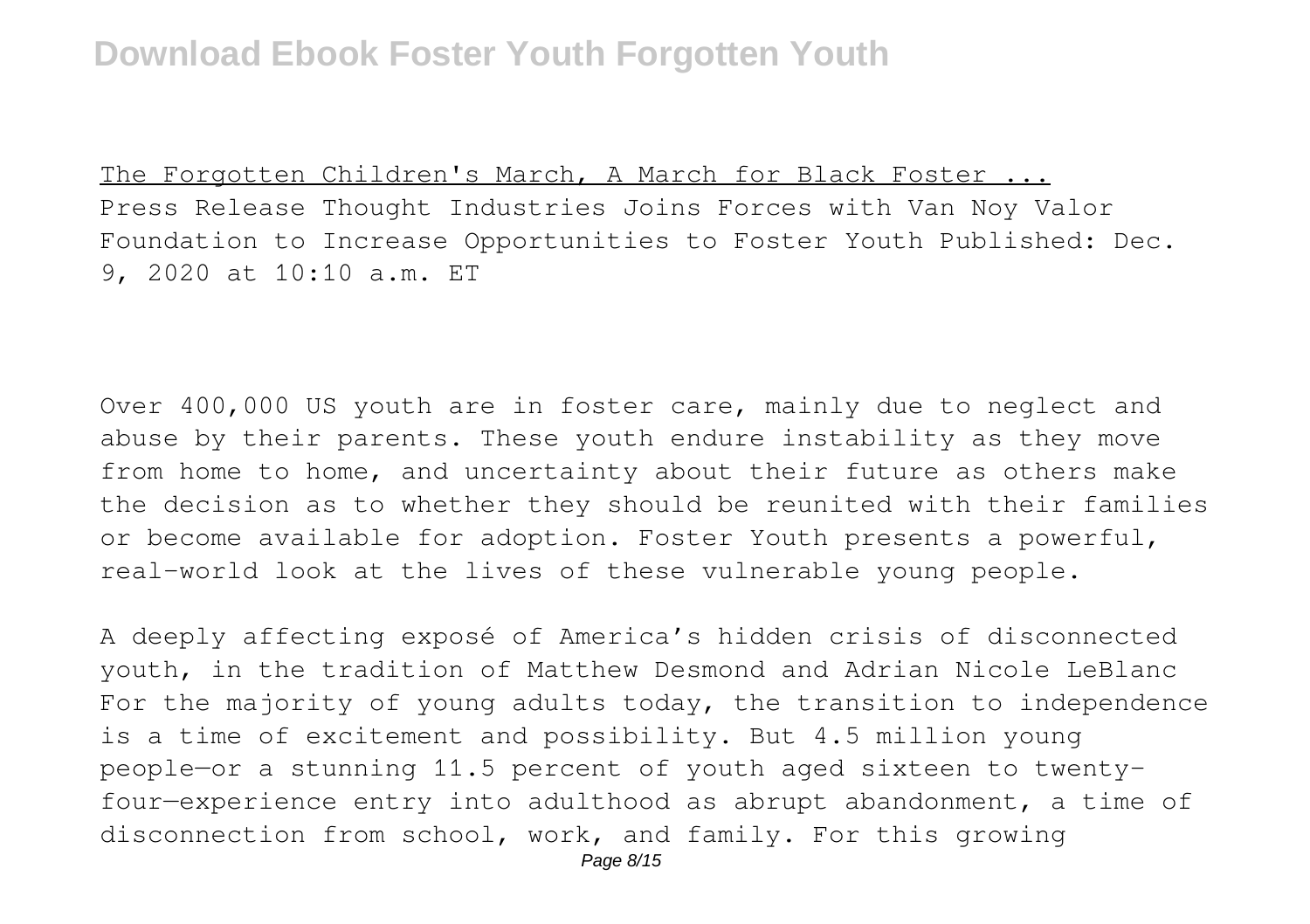The Forgotten Children's March, A March for Black Foster ...

Press Release Thought Industries Joins Forces with Van Noy Valor Foundation to Increase Opportunities to Foster Youth Published: Dec. 9, 2020 at 10:10 a.m. ET

Over 400,000 US youth are in foster care, mainly due to neglect and abuse by their parents. These youth endure instability as they move from home to home, and uncertainty about their future as others make the decision as to whether they should be reunited with their families or become available for adoption. Foster Youth presents a powerful, real-world look at the lives of these vulnerable young people.

A deeply affecting exposé of America's hidden crisis of disconnected youth, in the tradition of Matthew Desmond and Adrian Nicole LeBlanc For the majority of young adults today, the transition to independence is a time of excitement and possibility. But 4.5 million young people—or a stunning 11.5 percent of youth aged sixteen to twenty-four—experience entry into adulthood as abrupt abandonment, a time of disconnection from school, work, and family. For this growing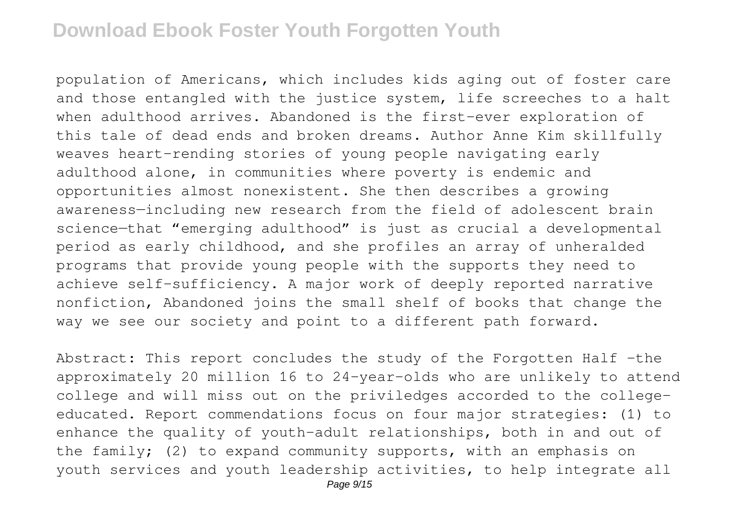population of Americans, which includes kids aging out of foster care and those entangled with the justice system, life screeches to a halt when adulthood arrives. Abandoned is the first-ever exploration of this tale of dead ends and broken dreams. Author Anne Kim skillfully weaves heart-rending stories of young people navigating early adulthood alone, in communities where poverty is endemic and opportunities almost nonexistent. She then describes a growing awareness—including new research from the field of adolescent brain science—that "emerging adulthood" is just as crucial a developmental period as early childhood, and she profiles an array of unheralded programs that provide young people with the supports they need to achieve self-sufficiency. A major work of deeply reported narrative nonfiction, Abandoned joins the small shelf of books that change the way we see our society and point to a different path forward.

Abstract: This report concludes the study of the Forgotten Half -the approximately 20 million 16 to 24-year-olds who are unlikely to attend college and will miss out on the priviledges accorded to the college-educated. Report commendations focus on four major strategies: (1) to enhance the quality of youth-adult relationships, both in and out of the family; (2) to expand community supports, with an emphasis on youth services and youth leadership activities, to help integrate all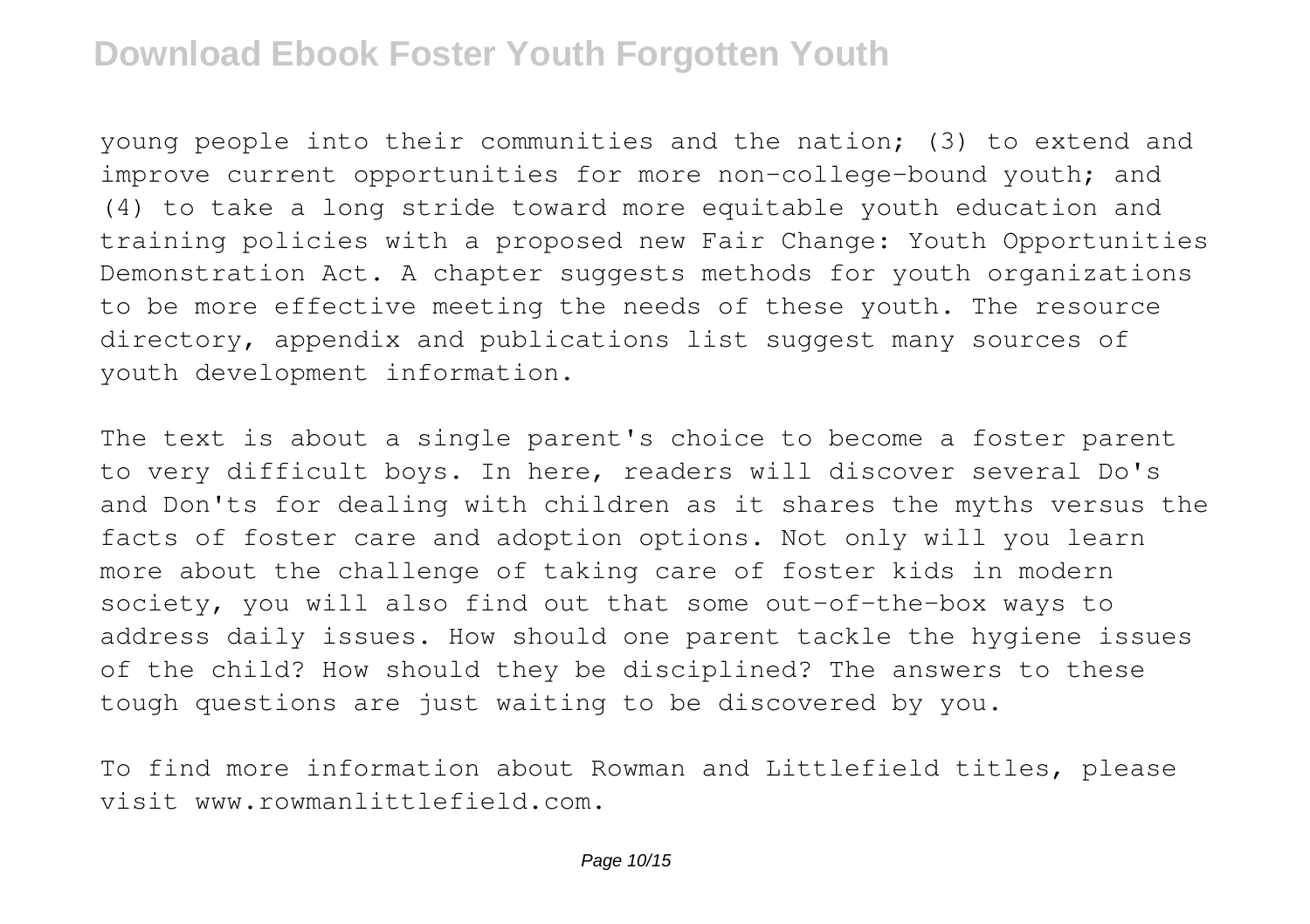young people into their communities and the nation; (3) to extend and improve current opportunities for more non-college-bound youth; and (4) to take a long stride toward more equitable youth education and training policies with a proposed new Fair Change: Youth Opportunities Demonstration Act. A chapter suggests methods for youth organizations to be more effective meeting the needs of these youth. The resource directory, appendix and publications list suggest many sources of youth development information.

The text is about a single parent's choice to become a foster parent to very difficult boys. In here, readers will discover several Do's and Don'ts for dealing with children as it shares the myths versus the facts of foster care and adoption options. Not only will you learn more about the challenge of taking care of foster kids in modern society, you will also find out that some out-of-the-box ways to address daily issues. How should one parent tackle the hygiene issues of the child? How should they be disciplined? The answers to these tough questions are just waiting to be discovered by you.

To find more information about Rowman and Littlefield titles, please visit www.rowmanlittlefield.com.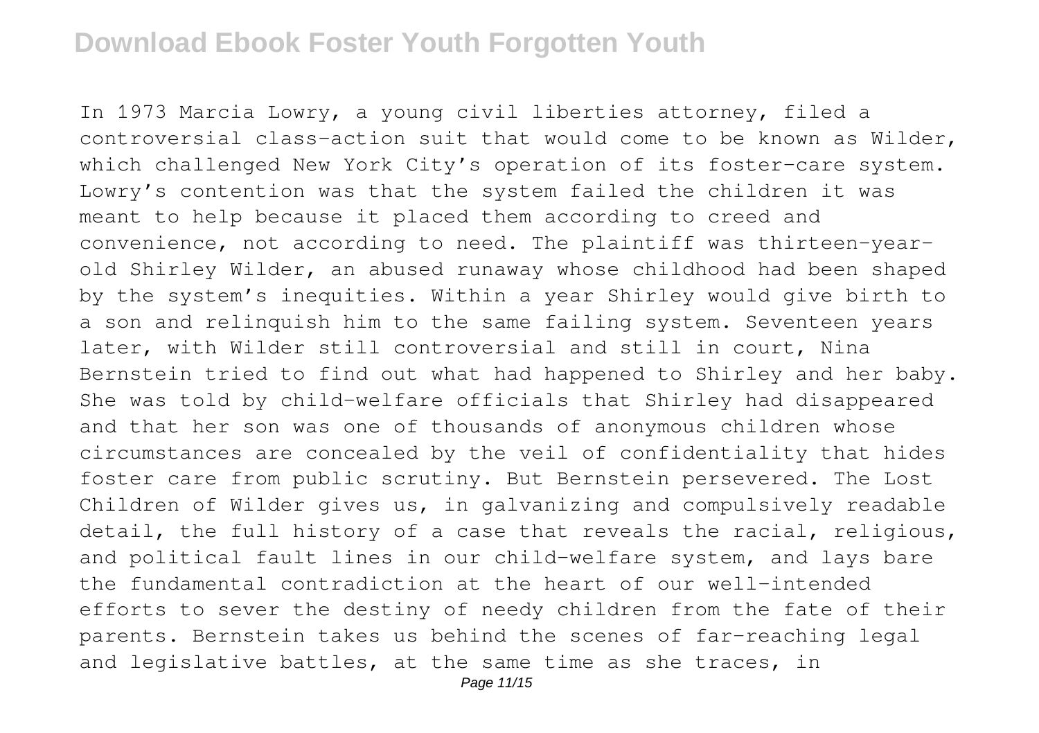In 1973 Marcia Lowry, a young civil liberties attorney, filed a controversial class-action suit that would come to be known as Wilder, which challenged New York City's operation of its foster-care system. Lowry's contention was that the system failed the children it was meant to help because it placed them according to creed and convenience, not according to need. The plaintiff was thirteen-year-old Shirley Wilder, an abused runaway whose childhood had been shaped by the system's inequities. Within a year Shirley would give birth to a son and relinquish him to the same failing system. Seventeen years later, with Wilder still controversial and still in court, Nina Bernstein tried to find out what had happened to Shirley and her baby. She was told by child-welfare officials that Shirley had disappeared and that her son was one of thousands of anonymous children whose circumstances are concealed by the veil of confidentiality that hides foster care from public scrutiny. But Bernstein persevered. The Lost Children of Wilder gives us, in galvanizing and compulsively readable detail, the full history of a case that reveals the racial, religious, and political fault lines in our child-welfare system, and lays bare the fundamental contradiction at the heart of our well-intended efforts to sever the destiny of needy children from the fate of their parents. Bernstein takes us behind the scenes of far-reaching legal and legislative battles, at the same time as she traces, in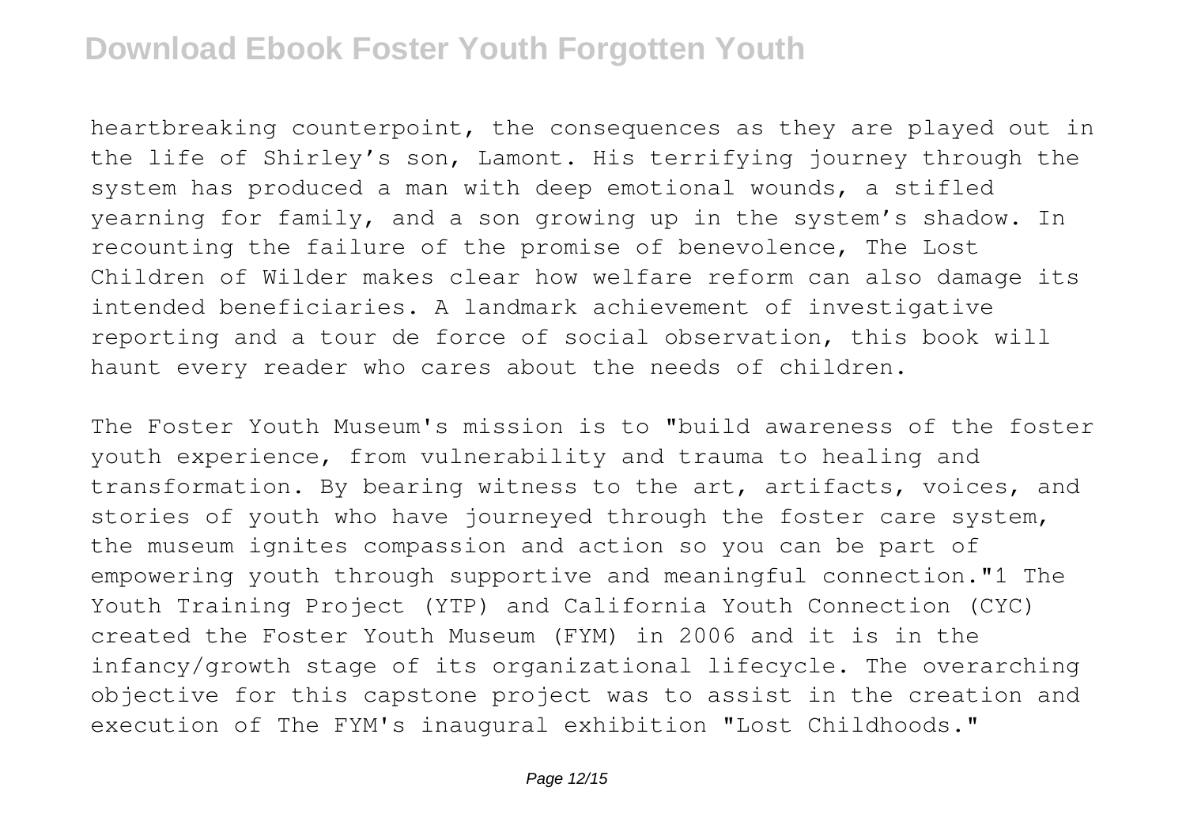heartbreaking counterpoint, the consequences as they are played out in the life of Shirley's son, Lamont. His terrifying journey through the system has produced a man with deep emotional wounds, a stifled yearning for family, and a son growing up in the system's shadow. In recounting the failure of the promise of benevolence, The Lost Children of Wilder makes clear how welfare reform can also damage its intended beneficiaries. A landmark achievement of investigative reporting and a tour de force of social observation, this book will haunt every reader who cares about the needs of children.

The Foster Youth Museum's mission is to "build awareness of the foster youth experience, from vulnerability and trauma to healing and transformation. By bearing witness to the art, artifacts, voices, and stories of youth who have journeyed through the foster care system, the museum ignites compassion and action so you can be part of empowering youth through supportive and meaningful connection."1 The Youth Training Project (YTP) and California Youth Connection (CYC) created the Foster Youth Museum (FYM) in 2006 and it is in the infancy/growth stage of its organizational lifecycle. The overarching objective for this capstone project was to assist in the creation and execution of The FYM's inaugural exhibition "Lost Childhoods."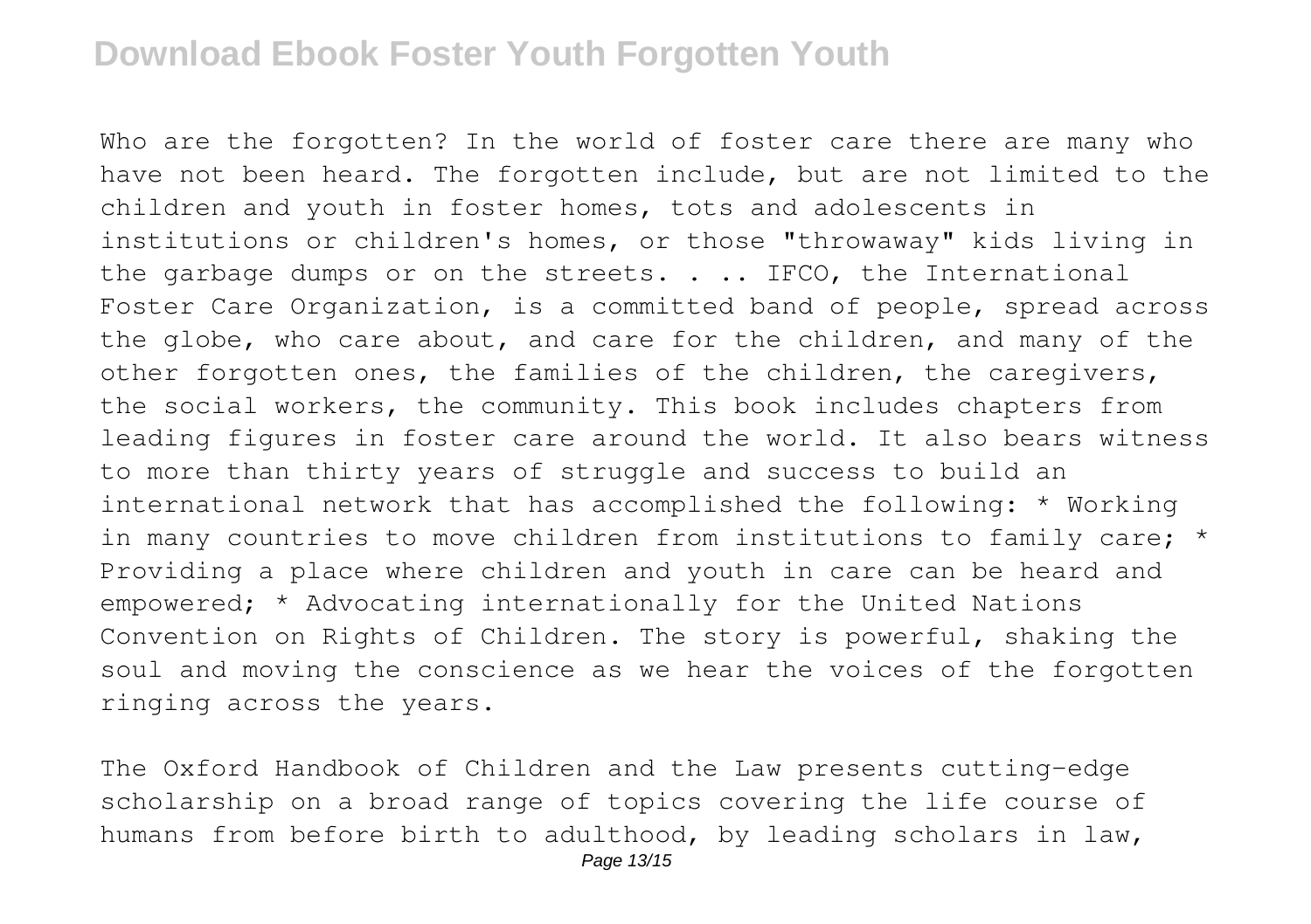Who are the forgotten? In the world of foster care there are many who have not been heard. The forgotten include, but are not limited to the children and youth in foster homes, tots and adolescents in institutions or children's homes, or those "throwaway" kids living in the garbage dumps or on the streets. . .. IFCO, the International Foster Care Organization, is a committed band of people, spread across the globe, who care about, and care for the children, and many of the other forgotten ones, the families of the children, the caregivers, the social workers, the community. This book includes chapters from leading figures in foster care around the world. It also bears witness to more than thirty years of struggle and success to build an international network that has accomplished the following: * Working in many countries to move children from institutions to family care; * Providing a place where children and youth in care can be heard and empowered; * Advocating internationally for the United Nations Convention on Rights of Children. The story is powerful, shaking the soul and moving the conscience as we hear the voices of the forgotten ringing across the years.

The Oxford Handbook of Children and the Law presents cutting-edge scholarship on a broad range of topics covering the life course of humans from before birth to adulthood, by leading scholars in law,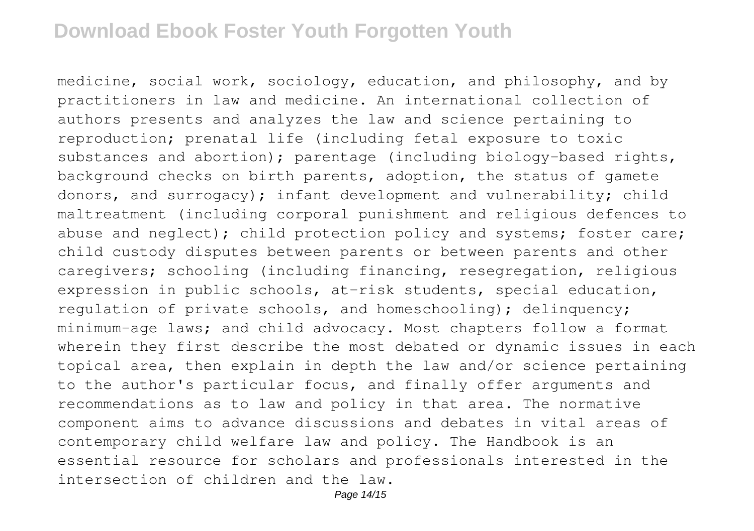medicine, social work, sociology, education, and philosophy, and by practitioners in law and medicine. An international collection of authors presents and analyzes the law and science pertaining to reproduction; prenatal life (including fetal exposure to toxic substances and abortion); parentage (including biology-based rights, background checks on birth parents, adoption, the status of gamete donors, and surrogacy); infant development and vulnerability; child maltreatment (including corporal punishment and religious defences to abuse and neglect); child protection policy and systems; foster care; child custody disputes between parents or between parents and other caregivers; schooling (including financing, resegregation, religious expression in public schools, at-risk students, special education, regulation of private schools, and homeschooling); delinquency; minimum-age laws; and child advocacy. Most chapters follow a format wherein they first describe the most debated or dynamic issues in each topical area, then explain in depth the law and/or science pertaining to the author's particular focus, and finally offer arguments and recommendations as to law and policy in that area. The normative component aims to advance discussions and debates in vital areas of contemporary child welfare law and policy. The Handbook is an essential resource for scholars and professionals interested in the intersection of children and the law.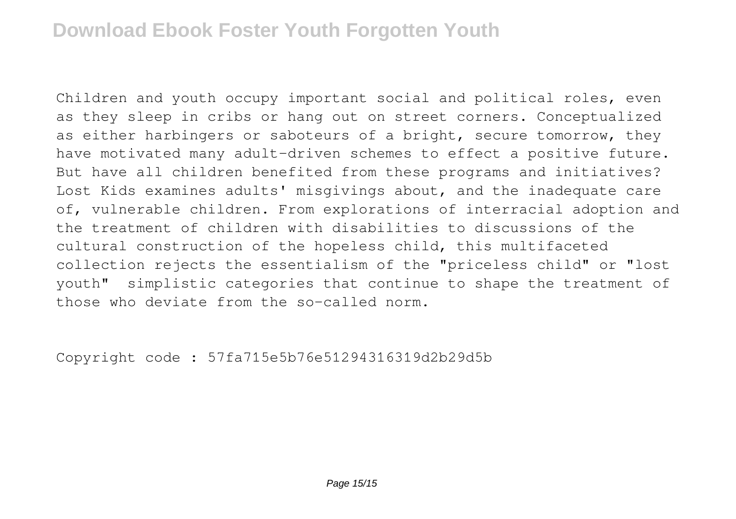Children and youth occupy important social and political roles, even as they sleep in cribs or hang out on street corners. Conceptualized as either harbingers or saboteurs of a bright, secure tomorrow, they have motivated many adult-driven schemes to effect a positive future. But have all children benefited from these programs and initiatives? Lost Kids examines adults' misgivings about, and the inadequate care of, vulnerable children. From explorations of interracial adoption and the treatment of children with disabilities to discussions of the cultural construction of the hopeless child, this multifaceted collection rejects the essentialism of the "priceless child" or "lost youth" simplistic categories that continue to shape the treatment of those who deviate from the so-called norm.

Copyright code : 57fa715e5b76e51294316319d2b29d5b